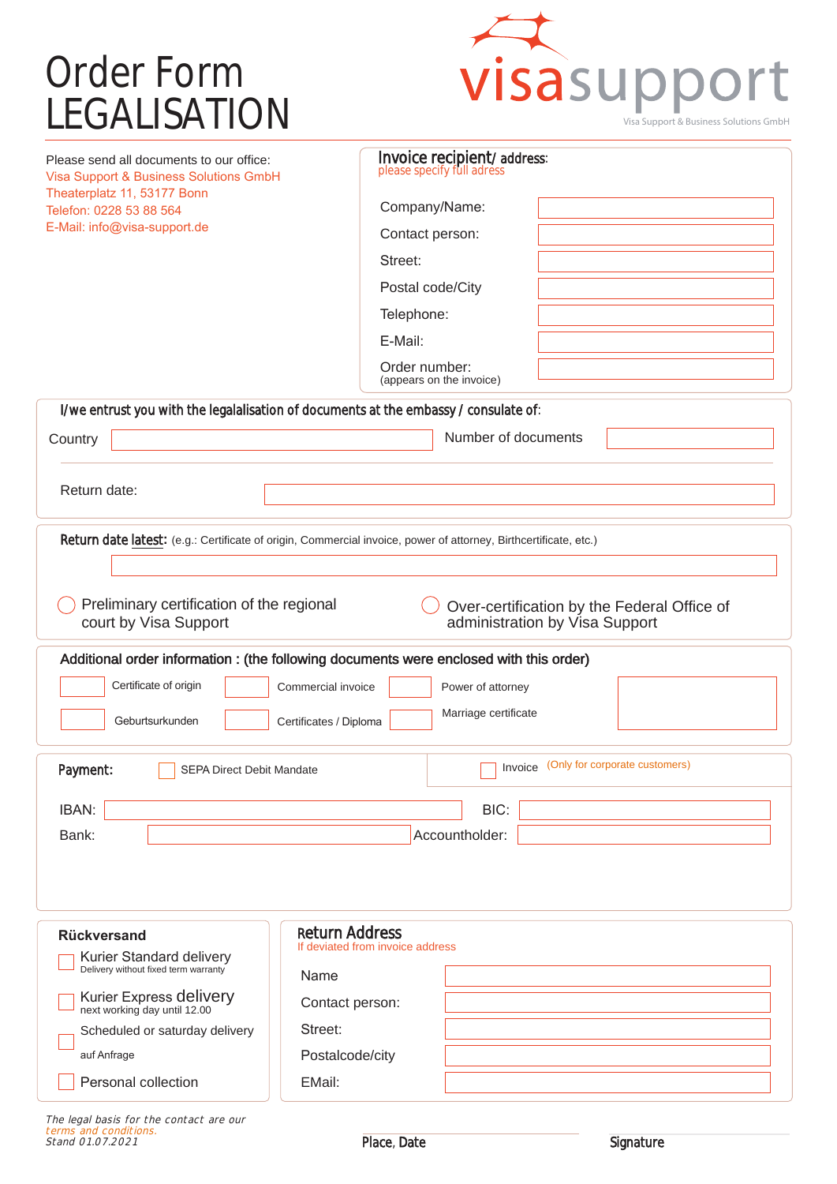# Order Form LEGALISATION

visasupport
Visa Support & Business Solutions GmbH

Please send all documents to our office:
Visa Support & Business Solutions GmbH
Theaterplatz 11, 53177 Bonn
Telefon: 0228 53 88 564
E-Mail: info@visa-support.de

## Invoice recipient/ address:

please specify full adress

| | |
|---|---|
| Company/Name: | |
| Contact person: | |
| Street: | |
| Postal code/City | |
| Telephone: | |
| E-Mail: | |
| Order number: (appears on the invoice) | |

## I/we entrust you with the legalalisation of documents at the embassy / consulate of:

Country ______ Number of documents ______

Return date: ______

## Return date latest: (e.g.: Certificate of origin, Commercial invoice, power of attorney, Birthcertificate, etc.)

______

○ Preliminary certification of the regional court by Visa Support

○ Over-certification by the Federal Office of administration by Visa Support

## Additional order information : (the following documents were enclosed with this order)

- ☐ Certificate of origin
- ☐ Commercial invoice
- ☐ Power of attorney
- ☐ Geburtsurkunden
- ☐ Certificates / Diploma
- ☐ Marriage certificate

## Payment:

☐ SEPA Direct Debit Mandate

☐ Invoice (Only for corporate customers)

IBAN: ______ BIC: ______

Bank: ______ Accountholder: ______

## Rückversand

- ☐ Kurier Standard delivery
  Delivery without fixed term warranty
- ☐ Kurier Express delivery
  next working day until 12.00
- ☐ Scheduled or saturday delivery
  auf Anfrage
- ☐ Personal collection

## Return Address

If deviated from invoice address

| | |
|---|---|
| Name | |
| Contact person: | |
| Street: | |
| Postalcode/city | |
| EMail: | |

*The legal basis for the contact are our terms and conditions.*
*Stand 01.07.2021*

Place, Date ______ Signature ______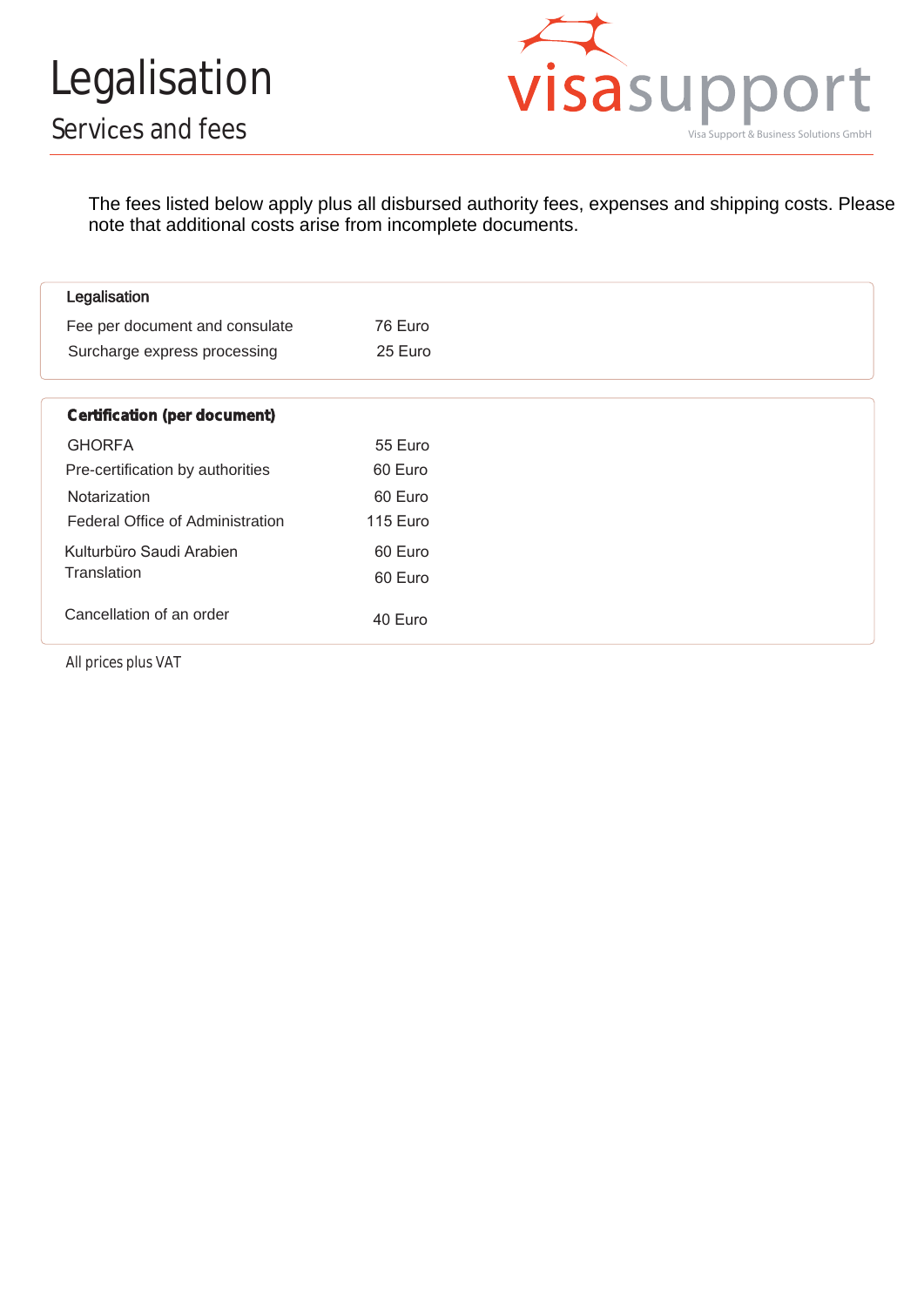# Legalisation

## Services and fees

visasupport
Visa Support & Business Solutions GmbH

The fees listed below apply plus all disbursed authority fees, expenses and shipping costs. Please note that additional costs arise from incomplete documents.

| Legalisation | |
|---|---|
| Fee per document and consulate | 76 Euro |
| Surcharge express processing | 25 Euro |

| **Certification (per document)** | |
|---|---|
| GHORFA | 55 Euro |
| Pre-certification by authorities | 60 Euro |
| Notarization | 60 Euro |
| Federal Office of Administration | 115 Euro |
| Kulturbüro Saudi Arabien | 60 Euro |
| Translation | 60 Euro |
| Cancellation of an order | 40 Euro |

All prices plus VAT